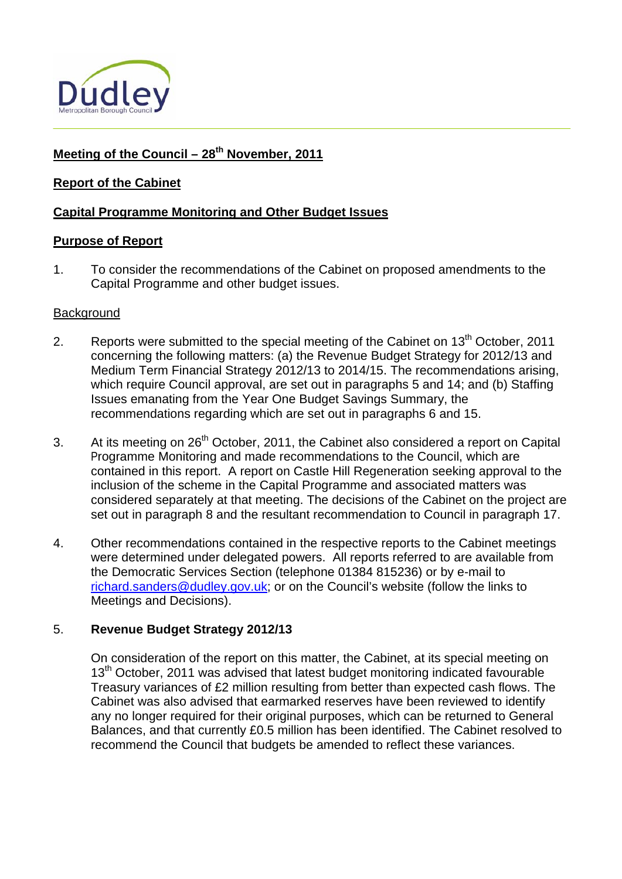**Meeting of the Council – 28th November, 2011**

**Report of the Cabinet**

**Capital Programme Monitoring and Other Budget Issues**

**Purpose of Report**

1. To consider the recommendations of the Cabinet on proposed amendments to the Capital Programme and other budget issues.

Background

2. Reports were submitted to the special meeting of the Cabinet on 13th October, 2011 concerning the following matters: (a) the Revenue Budget Strategy for 2012/13 and Medium Term Financial Strategy 2012/13 to 2014/15. The recommendations arising, which require Council approval, are set out in paragraphs 5 and 14; and (b) Staffing Issues emanating from the Year One Budget Savings Summary, the recommendations regarding which are set out in paragraphs 6 and 15.

3. At its meeting on 26th October, 2011, the Cabinet also considered a report on Capital Programme Monitoring and made recommendations to the Council, which are contained in this report. A report on Castle Hill Regeneration seeking approval to the inclusion of the scheme in the Capital Programme and associated matters was considered separately at that meeting. The decisions of the Cabinet on the project are set out in paragraph 8 and the resultant recommendation to Council in paragraph 17.

4. Other recommendations contained in the respective reports to the Cabinet meetings were determined under delegated powers. All reports referred to are available from the Democratic Services Section (telephone 01384 815236) or by e-mail to richard.sanders@dudley.gov.uk; or on the Council's website (follow the links to Meetings and Decisions).

5. **Revenue Budget Strategy 2012/13**

   On consideration of the report on this matter, the Cabinet, at its special meeting on 13th October, 2011 was advised that latest budget monitoring indicated favourable Treasury variances of £2 million resulting from better than expected cash flows. The Cabinet was also advised that earmarked reserves have been reviewed to identify any no longer required for their original purposes, which can be returned to General Balances, and that currently £0.5 million has been identified. The Cabinet resolved to recommend the Council that budgets be amended to reflect these variances.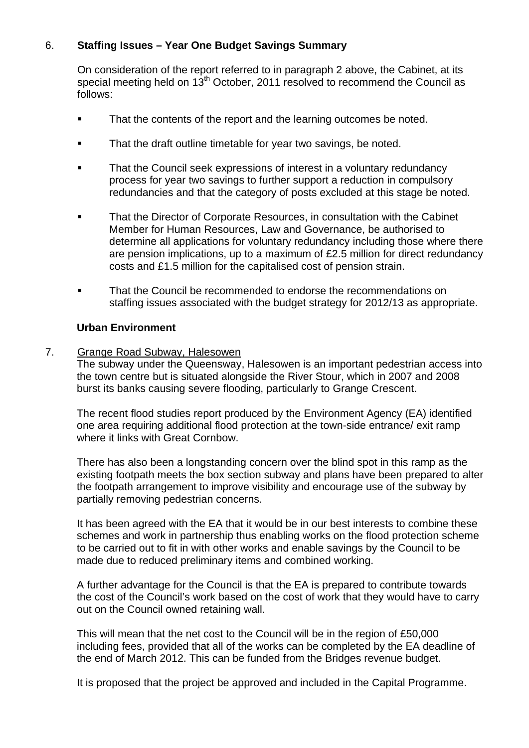6. **Staffing Issues – Year One Budget Savings Summary**

On consideration of the report referred to in paragraph 2 above, the Cabinet, at its special meeting held on 13th October, 2011 resolved to recommend the Council as follows:

- That the contents of the report and the learning outcomes be noted.
- That the draft outline timetable for year two savings, be noted.
- That the Council seek expressions of interest in a voluntary redundancy process for year two savings to further support a reduction in compulsory redundancies and that the category of posts excluded at this stage be noted.
- That the Director of Corporate Resources, in consultation with the Cabinet Member for Human Resources, Law and Governance, be authorised to determine all applications for voluntary redundancy including those where there are pension implications, up to a maximum of £2.5 million for direct redundancy costs and £1.5 million for the capitalised cost of pension strain.
- That the Council be recommended to endorse the recommendations on staffing issues associated with the budget strategy for 2012/13 as appropriate.

**Urban Environment**

7. Grange Road Subway, Halesowen

The subway under the Queensway, Halesowen is an important pedestrian access into the town centre but is situated alongside the River Stour, which in 2007 and 2008 burst its banks causing severe flooding, particularly to Grange Crescent.

The recent flood studies report produced by the Environment Agency (EA) identified one area requiring additional flood protection at the town-side entrance/ exit ramp where it links with Great Cornbow.

There has also been a longstanding concern over the blind spot in this ramp as the existing footpath meets the box section subway and plans have been prepared to alter the footpath arrangement to improve visibility and encourage use of the subway by partially removing pedestrian concerns.

It has been agreed with the EA that it would be in our best interests to combine these schemes and work in partnership thus enabling works on the flood protection scheme to be carried out to fit in with other works and enable savings by the Council to be made due to reduced preliminary items and combined working.

A further advantage for the Council is that the EA is prepared to contribute towards the cost of the Council's work based on the cost of work that they would have to carry out on the Council owned retaining wall.

This will mean that the net cost to the Council will be in the region of £50,000 including fees, provided that all of the works can be completed by the EA deadline of the end of March 2012. This can be funded from the Bridges revenue budget.

It is proposed that the project be approved and included in the Capital Programme.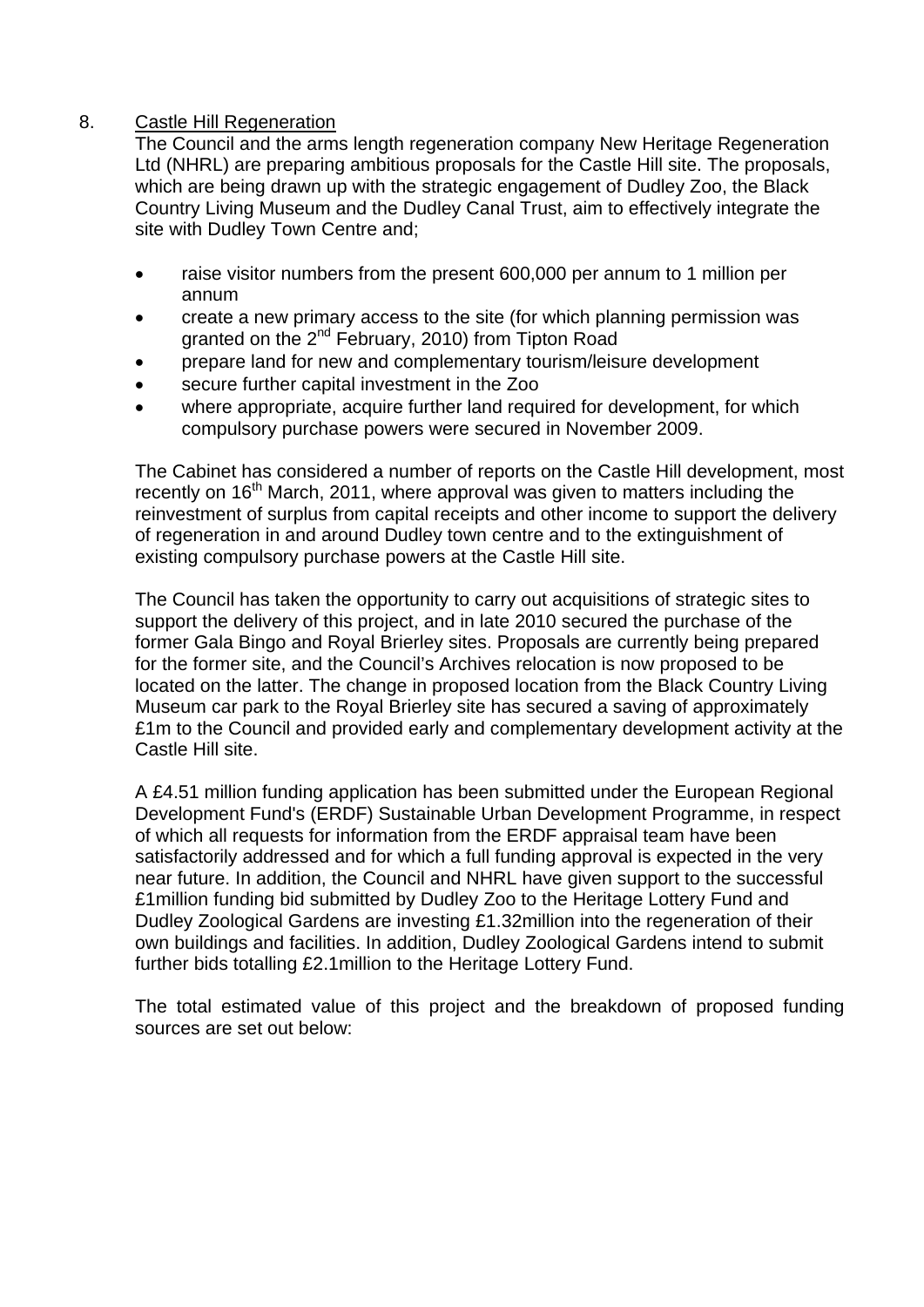8. <u>Castle Hill Regeneration</u>

The Council and the arms length regeneration company New Heritage Regeneration Ltd (NHRL) are preparing ambitious proposals for the Castle Hill site. The proposals, which are being drawn up with the strategic engagement of Dudley Zoo, the Black Country Living Museum and the Dudley Canal Trust, aim to effectively integrate the site with Dudley Town Centre and;

- raise visitor numbers from the present 600,000 per annum to 1 million per annum
- create a new primary access to the site (for which planning permission was granted on the 2nd February, 2010) from Tipton Road
- prepare land for new and complementary tourism/leisure development
- secure further capital investment in the Zoo
- where appropriate, acquire further land required for development, for which compulsory purchase powers were secured in November 2009.

The Cabinet has considered a number of reports on the Castle Hill development, most recently on 16th March, 2011, where approval was given to matters including the reinvestment of surplus from capital receipts and other income to support the delivery of regeneration in and around Dudley town centre and to the extinguishment of existing compulsory purchase powers at the Castle Hill site.

The Council has taken the opportunity to carry out acquisitions of strategic sites to support the delivery of this project, and in late 2010 secured the purchase of the former Gala Bingo and Royal Brierley sites. Proposals are currently being prepared for the former site, and the Council's Archives relocation is now proposed to be located on the latter. The change in proposed location from the Black Country Living Museum car park to the Royal Brierley site has secured a saving of approximately £1m to the Council and provided early and complementary development activity at the Castle Hill site.

A £4.51 million funding application has been submitted under the European Regional Development Fund's (ERDF) Sustainable Urban Development Programme, in respect of which all requests for information from the ERDF appraisal team have been satisfactorily addressed and for which a full funding approval is expected in the very near future. In addition, the Council and NHRL have given support to the successful £1million funding bid submitted by Dudley Zoo to the Heritage Lottery Fund and Dudley Zoological Gardens are investing £1.32million into the regeneration of their own buildings and facilities. In addition, Dudley Zoological Gardens intend to submit further bids totalling £2.1million to the Heritage Lottery Fund.

The total estimated value of this project and the breakdown of proposed funding sources are set out below: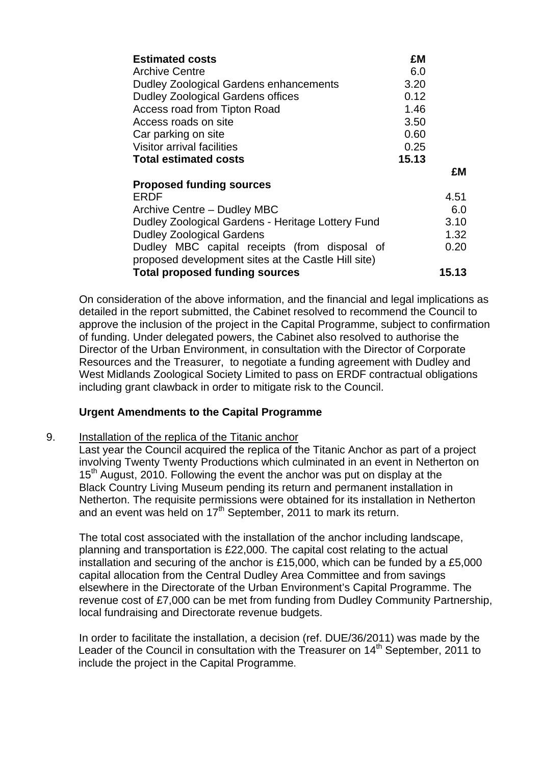| **Estimated costs** | **£M** |
|---|---|
| Archive Centre | 6.0 |
| Dudley Zoological Gardens enhancements | 3.20 |
| Dudley Zoological Gardens offices | 0.12 |
| Access road from Tipton Road | 1.46 |
| Access roads on site | 3.50 |
| Car parking on site | 0.60 |
| Visitor arrival facilities | 0.25 |
| **Total estimated costs** | **15.13** |

| **Proposed funding sources** | **£M** |
|---|---|
| ERDF | 4.51 |
| Archive Centre – Dudley MBC | 6.0 |
| Dudley Zoological Gardens - Heritage Lottery Fund | 3.10 |
| Dudley Zoological Gardens | 1.32 |
| Dudley MBC capital receipts (from disposal of proposed development sites at the Castle Hill site) | 0.20 |
| **Total proposed funding sources** | **15.13** |

On consideration of the above information, and the financial and legal implications as detailed in the report submitted, the Cabinet resolved to recommend the Council to approve the inclusion of the project in the Capital Programme, subject to confirmation of funding. Under delegated powers, the Cabinet also resolved to authorise the Director of the Urban Environment, in consultation with the Director of Corporate Resources and the Treasurer, to negotiate a funding agreement with Dudley and West Midlands Zoological Society Limited to pass on ERDF contractual obligations including grant clawback in order to mitigate risk to the Council.

**Urgent Amendments to the Capital Programme**

9. Installation of the replica of the Titanic anchor

Last year the Council acquired the replica of the Titanic Anchor as part of a project involving Twenty Twenty Productions which culminated in an event in Netherton on 15th August, 2010. Following the event the anchor was put on display at the Black Country Living Museum pending its return and permanent installation in Netherton. The requisite permissions were obtained for its installation in Netherton and an event was held on 17th September, 2011 to mark its return.

The total cost associated with the installation of the anchor including landscape, planning and transportation is £22,000. The capital cost relating to the actual installation and securing of the anchor is £15,000, which can be funded by a £5,000 capital allocation from the Central Dudley Area Committee and from savings elsewhere in the Directorate of the Urban Environment's Capital Programme. The revenue cost of £7,000 can be met from funding from Dudley Community Partnership, local fundraising and Directorate revenue budgets.

In order to facilitate the installation, a decision (ref. DUE/36/2011) was made by the Leader of the Council in consultation with the Treasurer on 14th September, 2011 to include the project in the Capital Programme.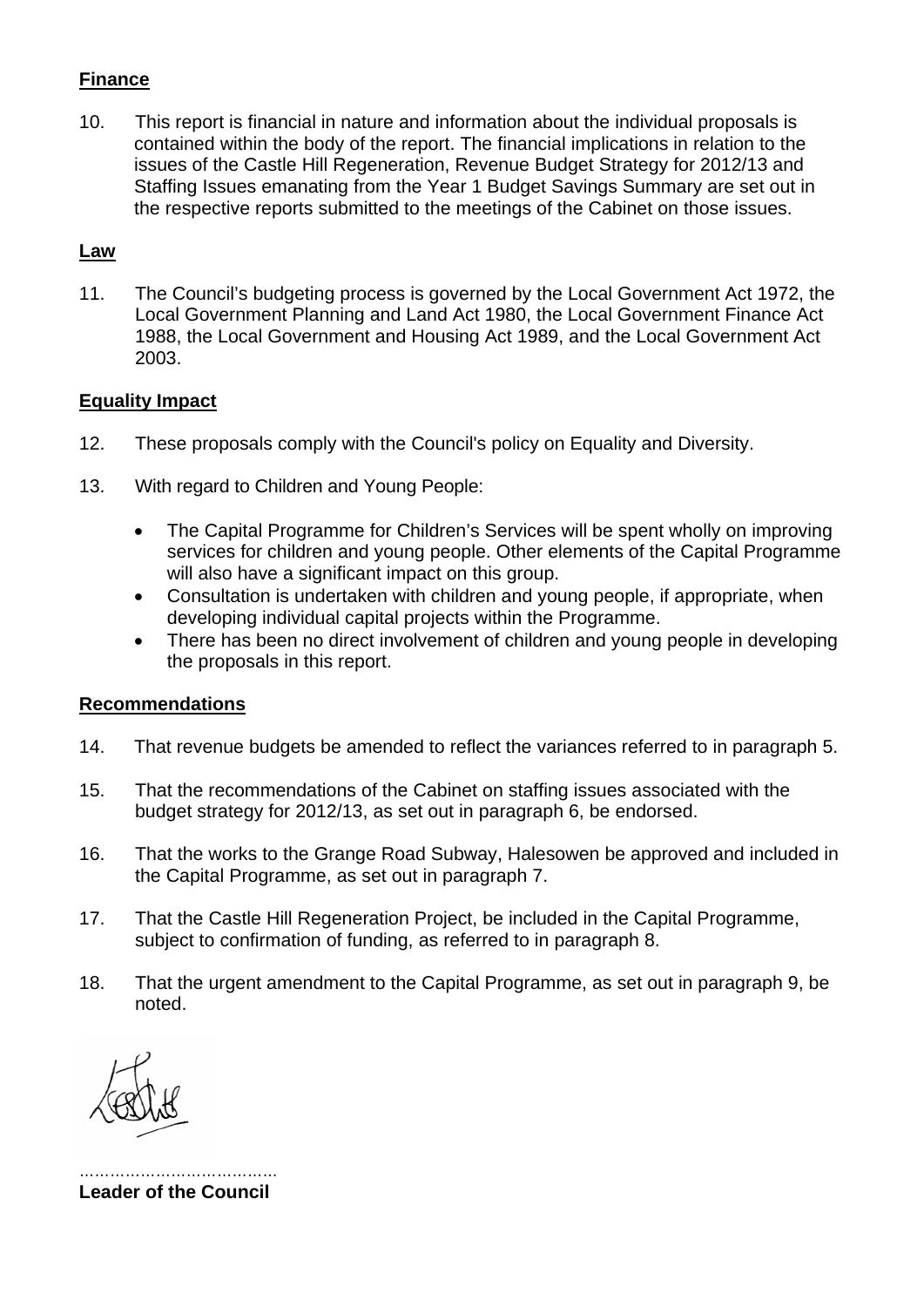**Finance**

10. This report is financial in nature and information about the individual proposals is contained within the body of the report. The financial implications in relation to the issues of the Castle Hill Regeneration, Revenue Budget Strategy for 2012/13 and Staffing Issues emanating from the Year 1 Budget Savings Summary are set out in the respective reports submitted to the meetings of the Cabinet on those issues.

**Law**

11. The Council's budgeting process is governed by the Local Government Act 1972, the Local Government Planning and Land Act 1980, the Local Government Finance Act 1988, the Local Government and Housing Act 1989, and the Local Government Act 2003.

**Equality Impact**

12. These proposals comply with the Council's policy on Equality and Diversity.

13. With regard to Children and Young People:

- The Capital Programme for Children's Services will be spent wholly on improving services for children and young people. Other elements of the Capital Programme will also have a significant impact on this group.
- Consultation is undertaken with children and young people, if appropriate, when developing individual capital projects within the Programme.
- There has been no direct involvement of children and young people in developing the proposals in this report.

**Recommendations**

14. That revenue budgets be amended to reflect the variances referred to in paragraph 5.

15. That the recommendations of the Cabinet on staffing issues associated with the budget strategy for 2012/13, as set out in paragraph 6, be endorsed.

16. That the works to the Grange Road Subway, Halesowen be approved and included in the Capital Programme, as set out in paragraph 7.

17. That the Castle Hill Regeneration Project, be included in the Capital Programme, subject to confirmation of funding, as referred to in paragraph 8.

18. That the urgent amendment to the Capital Programme, as set out in paragraph 9, be noted.

………………………………

**Leader of the Council**